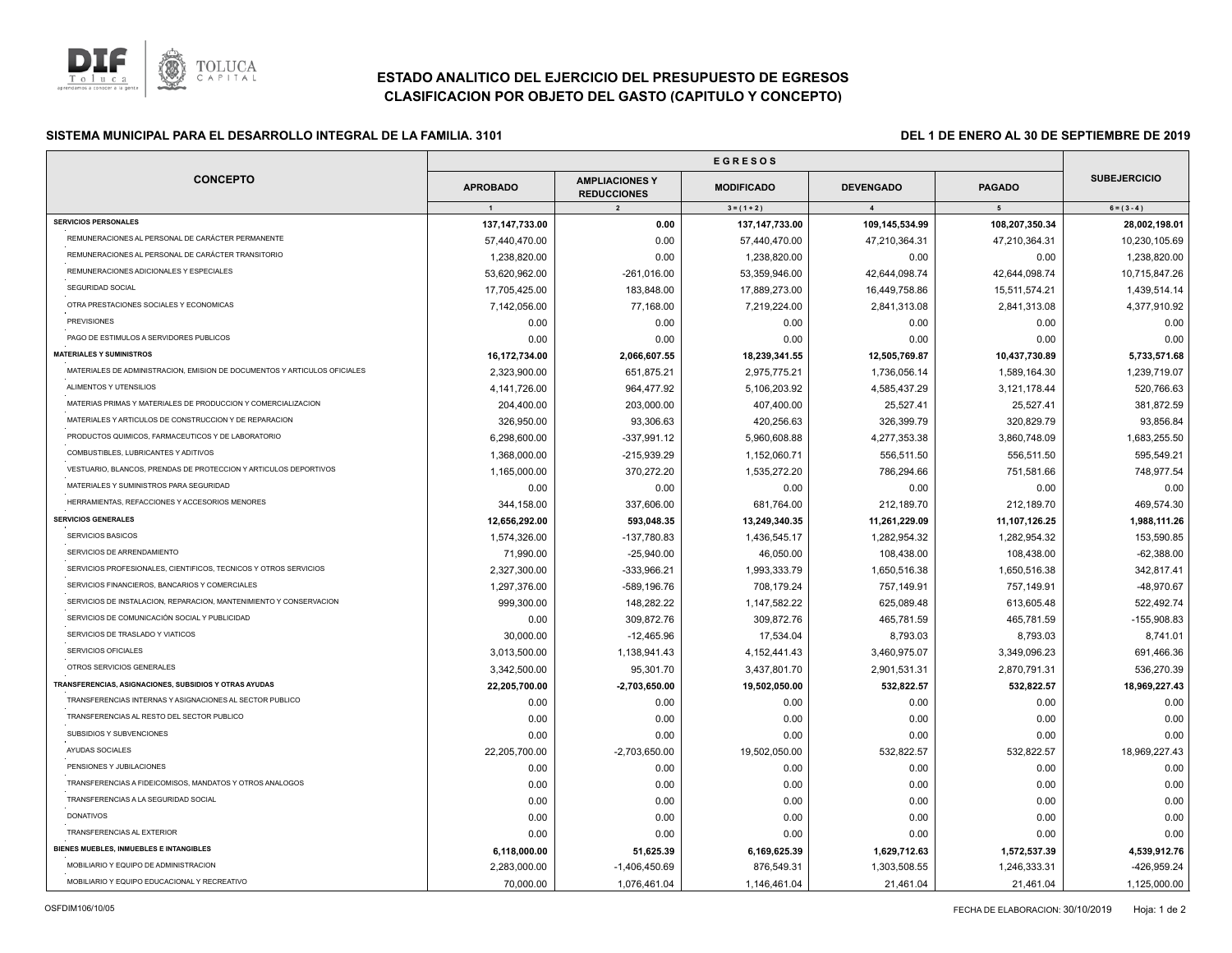# ESTADO ANALITICO DEL EJERCICIO DEL PRESUPUESTO DE EGRESOS

## CLASIFICACION POR OBJETO DEL GASTO (CAPITULO Y CONCEPTO)

**SISTEMA MUNICIPAL PARA EL DESARROLLO INTEGRAL DE LA FAMILIA. 3101**

**DEL 1 DE ENERO AL 30 DE SEPTIEMBRE DE 2019**

| CONCEPTO | EGRESOS | | | | | SUBEJERCICIO |
|---|---|---|---|---|---|---|
| | APROBADO | AMPLIACIONES Y REDUCCIONES | MODIFICADO | DEVENGADO | PAGADO | |
| | 1 | 2 | 3 = ( 1 + 2 ) | 4 | 5 | 6 = ( 3 - 4 ) |
| **SERVICIOS PERSONALES** | **137,147,733.00** | **0.00** | **137,147,733.00** | **109,145,534.99** | **108,207,350.34** | **28,002,198.01** |
| REMUNERACIONES AL PERSONAL DE CARÁCTER PERMANENTE | 57,440,470.00 | 0.00 | 57,440,470.00 | 47,210,364.31 | 47,210,364.31 | 10,230,105.69 |
| REMUNERACIONES AL PERSONAL DE CARÁCTER TRANSITORIO | 1,238,820.00 | 0.00 | 1,238,820.00 | 0.00 | 0.00 | 1,238,820.00 |
| REMUNERACIONES ADICIONALES Y ESPECIALES | 53,620,962.00 | -261,016.00 | 53,359,946.00 | 42,644,098.74 | 42,644,098.74 | 10,715,847.26 |
| SEGURIDAD SOCIAL | 17,705,425.00 | 183,848.00 | 17,889,273.00 | 16,449,758.86 | 15,511,574.21 | 1,439,514.14 |
| OTRA PRESTACIONES SOCIALES Y ECONOMICAS | 7,142,056.00 | 77,168.00 | 7,219,224.00 | 2,841,313.08 | 2,841,313.08 | 4,377,910.92 |
| PREVISIONES | 0.00 | 0.00 | 0.00 | 0.00 | 0.00 | 0.00 |
| PAGO DE ESTIMULOS A SERVIDORES PUBLICOS | 0.00 | 0.00 | 0.00 | 0.00 | 0.00 | 0.00 |
| **MATERIALES Y SUMINISTROS** | **16,172,734.00** | **2,066,607.55** | **18,239,341.55** | **12,505,769.87** | **10,437,730.89** | **5,733,571.68** |
| MATERIALES DE ADMINISTRACION, EMISION DE DOCUMENTOS Y ARTICULOS OFICIALES | 2,323,900.00 | 651,875.21 | 2,975,775.21 | 1,736,056.14 | 1,589,164.30 | 1,239,719.07 |
| ALIMENTOS Y UTENSILIOS | 4,141,726.00 | 964,477.92 | 5,106,203.92 | 4,585,437.29 | 3,121,178.44 | 520,766.63 |
| MATERIAS PRIMAS Y MATERIALES DE PRODUCCION Y COMERCIALIZACION | 204,400.00 | 203,000.00 | 407,400.00 | 25,527.41 | 25,527.41 | 381,872.59 |
| MATERIALES Y ARTICULOS DE CONSTRUCCION Y DE REPARACION | 326,950.00 | 93,306.63 | 420,256.63 | 326,399.79 | 320,829.79 | 93,856.84 |
| PRODUCTOS QUIMICOS, FARMACEUTICOS Y DE LABORATORIO | 6,298,600.00 | -337,991.12 | 5,960,608.88 | 4,277,353.38 | 3,860,748.09 | 1,683,255.50 |
| COMBUSTIBLES, LUBRICANTES Y ADITIVOS | 1,368,000.00 | -215,939.29 | 1,152,060.71 | 556,511.50 | 556,511.50 | 595,549.21 |
| VESTUARIO, BLANCOS, PRENDAS DE PROTECCION Y ARTICULOS DEPORTIVOS | 1,165,000.00 | 370,272.20 | 1,535,272.20 | 786,294.66 | 751,581.66 | 748,977.54 |
| MATERIALES Y SUMINISTROS PARA SEGURIDAD | 0.00 | 0.00 | 0.00 | 0.00 | 0.00 | 0.00 |
| HERRAMIENTAS, REFACCIONES Y ACCESORIOS MENORES | 344,158.00 | 337,606.00 | 681,764.00 | 212,189.70 | 212,189.70 | 469,574.30 |
| **SERVICIOS GENERALES** | **12,656,292.00** | **593,048.35** | **13,249,340.35** | **11,261,229.09** | **11,107,126.25** | **1,988,111.26** |
| SERVICIOS BASICOS | 1,574,326.00 | -137,780.83 | 1,436,545.17 | 1,282,954.32 | 1,282,954.32 | 153,590.85 |
| SERVICIOS DE ARRENDAMIENTO | 71,990.00 | -25,940.00 | 46,050.00 | 108,438.00 | 108,438.00 | -62,388.00 |
| SERVICIOS PROFESIONALES, CIENTIFICOS, TECNICOS Y OTROS SERVICIOS | 2,327,300.00 | -333,966.21 | 1,993,333.79 | 1,650,516.38 | 1,650,516.38 | 342,817.41 |
| SERVICIOS FINANCIEROS, BANCARIOS Y COMERCIALES | 1,297,376.00 | -589,196.76 | 708,179.24 | 757,149.91 | 757,149.91 | -48,970.67 |
| SERVICIOS DE INSTALACION, REPARACION, MANTENIMIENTO Y CONSERVACION | 999,300.00 | 148,282.22 | 1,147,582.22 | 625,089.48 | 613,605.48 | 522,492.74 |
| SERVICIOS DE COMUNICACIÓN SOCIAL Y PUBLICIDAD | 0.00 | 309,872.76 | 309,872.76 | 465,781.59 | 465,781.59 | -155,908.83 |
| SERVICIOS DE TRASLADO Y VIATICOS | 30,000.00 | -12,465.96 | 17,534.04 | 8,793.03 | 8,793.03 | 8,741.01 |
| SERVICIOS OFICIALES | 3,013,500.00 | 1,138,941.43 | 4,152,441.43 | 3,460,975.07 | 3,349,096.23 | 691,466.36 |
| OTROS SERVICIOS GENERALES | 3,342,500.00 | 95,301.70 | 3,437,801.70 | 2,901,531.31 | 2,870,791.31 | 536,270.39 |
| **TRANSFERENCIAS, ASIGNACIONES, SUBSIDIOS Y OTRAS AYUDAS** | **22,205,700.00** | **-2,703,650.00** | **19,502,050.00** | **532,822.57** | **532,822.57** | **18,969,227.43** |
| TRANSFERENCIAS INTERNAS Y ASIGNACIONES AL SECTOR PUBLICO | 0.00 | 0.00 | 0.00 | 0.00 | 0.00 | 0.00 |
| TRANSFERENCIAS AL RESTO DEL SECTOR PUBLICO | 0.00 | 0.00 | 0.00 | 0.00 | 0.00 | 0.00 |
| SUBSIDIOS Y SUBVENCIONES | 0.00 | 0.00 | 0.00 | 0.00 | 0.00 | 0.00 |
| AYUDAS SOCIALES | 22,205,700.00 | -2,703,650.00 | 19,502,050.00 | 532,822.57 | 532,822.57 | 18,969,227.43 |
| PENSIONES Y JUBILACIONES | 0.00 | 0.00 | 0.00 | 0.00 | 0.00 | 0.00 |
| TRANSFERENCIAS A FIDEICOMISOS, MANDATOS Y OTROS ANALOGOS | 0.00 | 0.00 | 0.00 | 0.00 | 0.00 | 0.00 |
| TRANSFERENCIAS A LA SEGURIDAD SOCIAL | 0.00 | 0.00 | 0.00 | 0.00 | 0.00 | 0.00 |
| DONATIVOS | 0.00 | 0.00 | 0.00 | 0.00 | 0.00 | 0.00 |
| TRANSFERENCIAS AL EXTERIOR | 0.00 | 0.00 | 0.00 | 0.00 | 0.00 | 0.00 |
| **BIENES MUEBLES, INMUEBLES E INTANGIBLES** | **6,118,000.00** | **51,625.39** | **6,169,625.39** | **1,629,712.63** | **1,572,537.39** | **4,539,912.76** |
| MOBILIARIO Y EQUIPO DE ADMINISTRACION | 2,283,000.00 | -1,406,450.69 | 876,549.31 | 1,303,508.55 | 1,246,333.31 | -426,959.24 |
| MOBILIARIO Y EQUIPO EDUCACIONAL Y RECREATIVO | 70,000.00 | 1,076,461.04 | 1,146,461.04 | 21,461.04 | 21,461.04 | 1,125,000.00 |

OSFDIM106/10/05

FECHA DE ELABORACION: 30/10/2019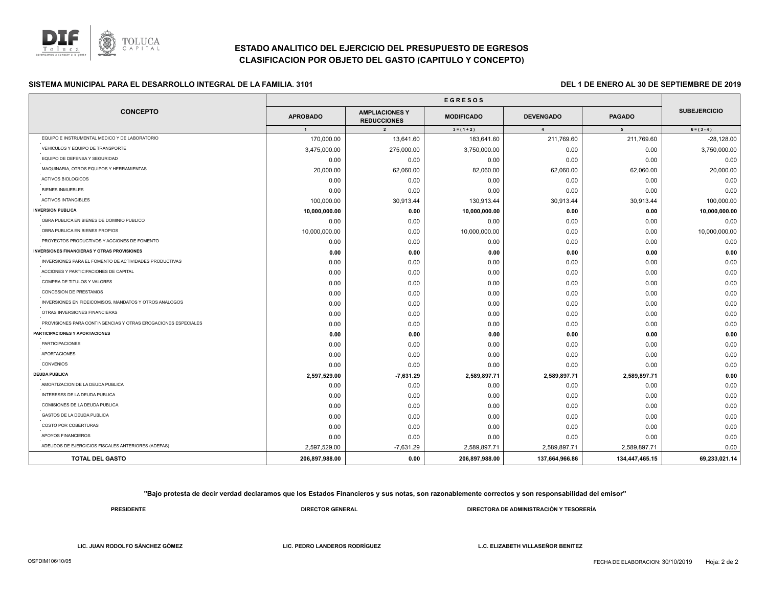# ESTADO ANALITICO DEL EJERCICIO DEL PRESUPUESTO DE EGRESOS
## CLASIFICACION POR OBJETO DEL GASTO (CAPITULO Y CONCEPTO)

**SISTEMA MUNICIPAL PARA EL DESARROLLO INTEGRAL DE LA FAMILIA. 3101**

**DEL 1 DE ENERO AL 30 DE SEPTIEMBRE DE 2019**

| CONCEPTO | EGRESOS | | | | | SUBEJERCICIO |
|---|---|---|---|---|---|---|
| | APROBADO | AMPLIACIONES Y REDUCCIONES | MODIFICADO | DEVENGADO | PAGADO | |
| | 1 | 2 | 3 = ( 1 + 2 ) | 4 | 5 | 6 = ( 3 - 4 ) |
| EQUIPO E INSTRUMENTAL MEDICO Y DE LABORATORIO | 170,000.00 | 13,641.60 | 183,641.60 | 211,769.60 | 211,769.60 | -28,128.00 |
| VEHICULOS Y EQUIPO DE TRANSPORTE | 3,475,000.00 | 275,000.00 | 3,750,000.00 | 0.00 | 0.00 | 3,750,000.00 |
| EQUIPO DE DEFENSA Y SEGURIDAD | 0.00 | 0.00 | 0.00 | 0.00 | 0.00 | 0.00 |
| MAQUINARIA, OTROS EQUIPOS Y HERRAMIENTAS | 20,000.00 | 62,060.00 | 82,060.00 | 62,060.00 | 62,060.00 | 20,000.00 |
| ACTIVOS BIOLOGICOS | 0.00 | 0.00 | 0.00 | 0.00 | 0.00 | 0.00 |
| BIENES INMUEBLES | 0.00 | 0.00 | 0.00 | 0.00 | 0.00 | 0.00 |
| ACTIVOS INTANGIBLES | 100,000.00 | 30,913.44 | 130,913.44 | 30,913.44 | 30,913.44 | 100,000.00 |
| **INVERSION PUBLICA** | **10,000,000.00** | **0.00** | **10,000,000.00** | **0.00** | **0.00** | **10,000,000.00** |
| OBRA PUBLICA EN BIENES DE DOMINIO PUBLICO | 0.00 | 0.00 | 0.00 | 0.00 | 0.00 | 0.00 |
| OBRA PUBLICA EN BIENES PROPIOS | 10,000,000.00 | 0.00 | 10,000,000.00 | 0.00 | 0.00 | 10,000,000.00 |
| PROYECTOS PRODUCTIVOS Y ACCIONES DE FOMENTO | 0.00 | 0.00 | 0.00 | 0.00 | 0.00 | 0.00 |
| **INVERSIONES FINANCIERAS Y OTRAS PROVISIONES** | **0.00** | **0.00** | **0.00** | **0.00** | **0.00** | **0.00** |
| INVERSIONES PARA EL FOMENTO DE ACTIVIDADES PRODUCTIVAS | 0.00 | 0.00 | 0.00 | 0.00 | 0.00 | 0.00 |
| ACCIONES Y PARTICIPACIONES DE CAPITAL | 0.00 | 0.00 | 0.00 | 0.00 | 0.00 | 0.00 |
| COMPRA DE TITULOS Y VALORES | 0.00 | 0.00 | 0.00 | 0.00 | 0.00 | 0.00 |
| CONCESION DE PRESTAMOS | 0.00 | 0.00 | 0.00 | 0.00 | 0.00 | 0.00 |
| INVERSIONES EN FIDEICOMISOS, MANDATOS Y OTROS ANALOGOS | 0.00 | 0.00 | 0.00 | 0.00 | 0.00 | 0.00 |
| OTRAS INVERSIONES FINANCIERAS | 0.00 | 0.00 | 0.00 | 0.00 | 0.00 | 0.00 |
| PROVISIONES PARA CONTINGENCIAS Y OTRAS EROGACIONES ESPECIALES | 0.00 | 0.00 | 0.00 | 0.00 | 0.00 | 0.00 |
| **PARTICIPACIONES Y APORTACIONES** | **0.00** | **0.00** | **0.00** | **0.00** | **0.00** | **0.00** |
| PARTICIPACIONES | 0.00 | 0.00 | 0.00 | 0.00 | 0.00 | 0.00 |
| APORTACIONES | 0.00 | 0.00 | 0.00 | 0.00 | 0.00 | 0.00 |
| CONVENIOS | 0.00 | 0.00 | 0.00 | 0.00 | 0.00 | 0.00 |
| **DEUDA PUBLICA** | **2,597,529.00** | **-7,631.29** | **2,589,897.71** | **2,589,897.71** | **2,589,897.71** | **0.00** |
| AMORTIZACION DE LA DEUDA PUBLICA | 0.00 | 0.00 | 0.00 | 0.00 | 0.00 | 0.00 |
| INTERESES DE LA DEUDA PUBLICA | 0.00 | 0.00 | 0.00 | 0.00 | 0.00 | 0.00 |
| COMISIONES DE LA DEUDA PUBLICA | 0.00 | 0.00 | 0.00 | 0.00 | 0.00 | 0.00 |
| GASTOS DE LA DEUDA PUBLICA | 0.00 | 0.00 | 0.00 | 0.00 | 0.00 | 0.00 |
| COSTO POR COBERTURAS | 0.00 | 0.00 | 0.00 | 0.00 | 0.00 | 0.00 |
| APOYOS FINANCIEROS | 0.00 | 0.00 | 0.00 | 0.00 | 0.00 | 0.00 |
| ADEUDOS DE EJERCICIOS FISCALES ANTERIORES (ADEFAS) | 2,597,529.00 | -7,631.29 | 2,589,897.71 | 2,589,897.71 | 2,589,897.71 | 0.00 |
| **TOTAL DEL GASTO** | **206,897,988.00** | **0.00** | **206,897,988.00** | **137,664,966.86** | **134,447,465.15** | **69,233,021.14** |

**"Bajo protesta de decir verdad declaramos que los Estados Financieros y sus notas, son razonablemente correctos y son responsabilidad del emisor"**

| PRESIDENTE | DIRECTOR GENERAL | DIRECTORA DE ADMINISTRACIÓN Y TESORERÍA |
|---|---|---|
| LIC. JUAN RODOLFO SÁNCHEZ GÓMEZ | LIC. PEDRO LANDEROS RODRÍGUEZ | L.C. ELIZABETH VILLASEÑOR BENITEZ |

OSFDIM106/10/05

FECHA DE ELABORACION: 30/10/2019